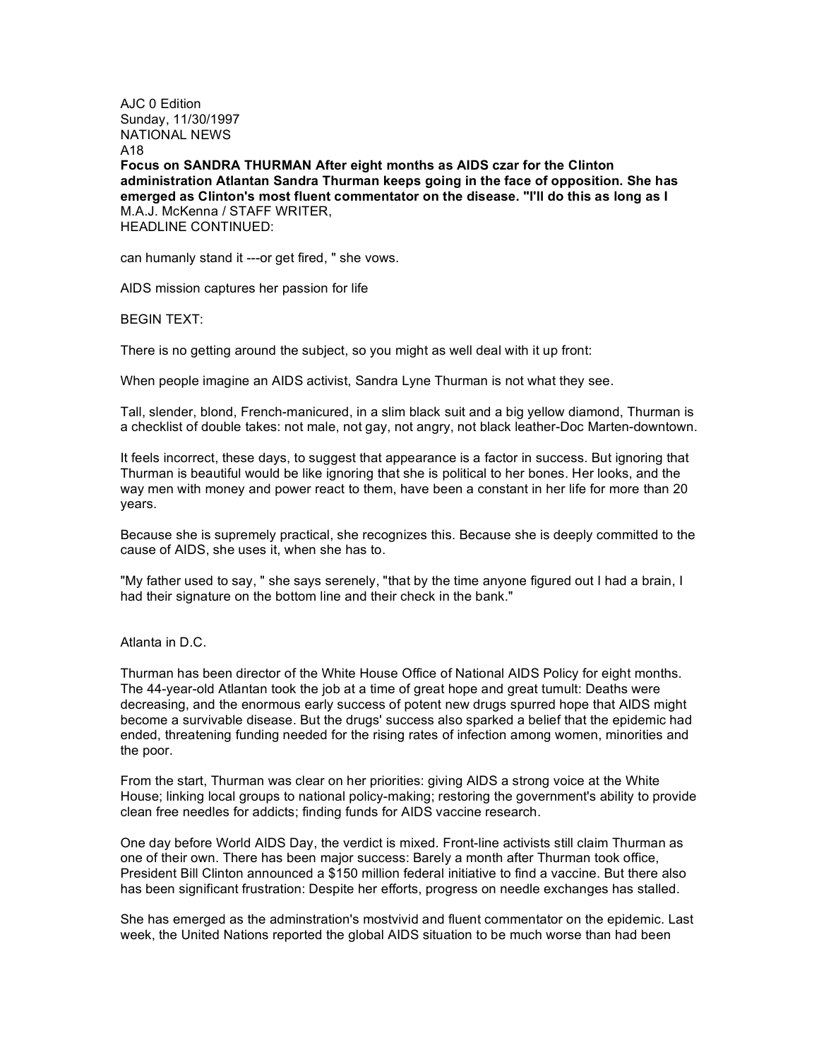AJC 0 Edition
Sunday, 11/30/1997
NATIONAL NEWS
A18

**Focus on SANDRA THURMAN After eight months as AIDS czar for the Clinton administration Atlantan Sandra Thurman keeps going in the face of opposition. She has emerged as Clinton's most fluent commentator on the disease. "I'll do this as long as I**

M.A.J. McKenna / STAFF WRITER,

HEADLINE CONTINUED:

can humanly stand it ---or get fired, " she vows.

AIDS mission captures her passion for life

BEGIN TEXT:

There is no getting around the subject, so you might as well deal with it up front:

When people imagine an AIDS activist, Sandra Lyne Thurman is not what they see.

Tall, slender, blond, French-manicured, in a slim black suit and a big yellow diamond, Thurman is a checklist of double takes: not male, not gay, not angry, not black leather-Doc Marten-downtown.

It feels incorrect, these days, to suggest that appearance is a factor in success. But ignoring that Thurman is beautiful would be like ignoring that she is political to her bones. Her looks, and the way men with money and power react to them, have been a constant in her life for more than 20 years.

Because she is supremely practical, she recognizes this. Because she is deeply committed to the cause of AIDS, she uses it, when she has to.

"My father used to say, " she says serenely, "that by the time anyone figured out I had a brain, I had their signature on the bottom line and their check in the bank."

Atlanta in D.C.

Thurman has been director of the White House Office of National AIDS Policy for eight months. The 44-year-old Atlantan took the job at a time of great hope and great tumult: Deaths were decreasing, and the enormous early success of potent new drugs spurred hope that AIDS might become a survivable disease. But the drugs' success also sparked a belief that the epidemic had ended, threatening funding needed for the rising rates of infection among women, minorities and the poor.

From the start, Thurman was clear on her priorities: giving AIDS a strong voice at the White House; linking local groups to national policy-making; restoring the government's ability to provide clean free needles for addicts; finding funds for AIDS vaccine research.

One day before World AIDS Day, the verdict is mixed. Front-line activists still claim Thurman as one of their own. There has been major success: Barely a month after Thurman took office, President Bill Clinton announced a $150 million federal initiative to find a vaccine. But there also has been significant frustration: Despite her efforts, progress on needle exchanges has stalled.

She has emerged as the adminstration's mostvivid and fluent commentator on the epidemic. Last week, the United Nations reported the global AIDS situation to be much worse than had been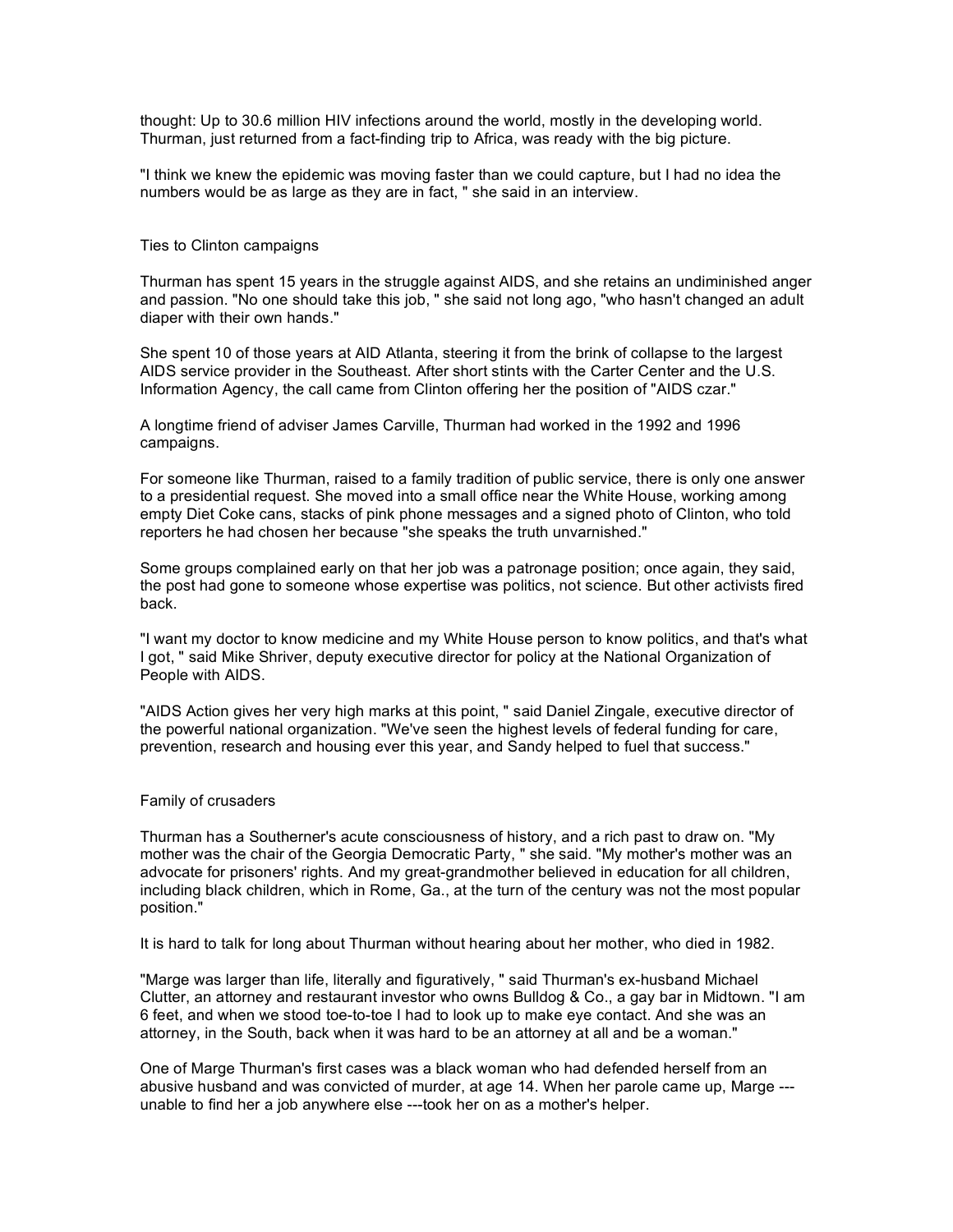thought: Up to 30.6 million HIV infections around the world, mostly in the developing world. Thurman, just returned from a fact-finding trip to Africa, was ready with the big picture.

"I think we knew the epidemic was moving faster than we could capture, but I had no idea the numbers would be as large as they are in fact, " she said in an interview.

## Ties to Clinton campaigns

Thurman has spent 15 years in the struggle against AIDS, and she retains an undiminished anger and passion. "No one should take this job, " she said not long ago, "who hasn't changed an adult diaper with their own hands."

She spent 10 of those years at AID Atlanta, steering it from the brink of collapse to the largest AIDS service provider in the Southeast. After short stints with the Carter Center and the U.S. Information Agency, the call came from Clinton offering her the position of "AIDS czar."

A longtime friend of adviser James Carville, Thurman had worked in the 1992 and 1996 campaigns.

For someone like Thurman, raised to a family tradition of public service, there is only one answer to a presidential request. She moved into a small office near the White House, working among empty Diet Coke cans, stacks of pink phone messages and a signed photo of Clinton, who told reporters he had chosen her because "she speaks the truth unvarnished."

Some groups complained early on that her job was a patronage position; once again, they said, the post had gone to someone whose expertise was politics, not science. But other activists fired back.

"I want my doctor to know medicine and my White House person to know politics, and that's what I got, " said Mike Shriver, deputy executive director for policy at the National Organization of People with AIDS.

"AIDS Action gives her very high marks at this point, " said Daniel Zingale, executive director of the powerful national organization. "We've seen the highest levels of federal funding for care, prevention, research and housing ever this year, and Sandy helped to fuel that success."

## Family of crusaders

Thurman has a Southerner's acute consciousness of history, and a rich past to draw on. "My mother was the chair of the Georgia Democratic Party, " she said. "My mother's mother was an advocate for prisoners' rights. And my great-grandmother believed in education for all children, including black children, which in Rome, Ga., at the turn of the century was not the most popular position."

It is hard to talk for long about Thurman without hearing about her mother, who died in 1982.

"Marge was larger than life, literally and figuratively, " said Thurman's ex-husband Michael Clutter, an attorney and restaurant investor who owns Bulldog & Co., a gay bar in Midtown. "I am 6 feet, and when we stood toe-to-toe I had to look up to make eye contact. And she was an attorney, in the South, back when it was hard to be an attorney at all and be a woman."

One of Marge Thurman's first cases was a black woman who had defended herself from an abusive husband and was convicted of murder, at age 14. When her parole came up, Marge ---unable to find her a job anywhere else ---took her on as a mother's helper.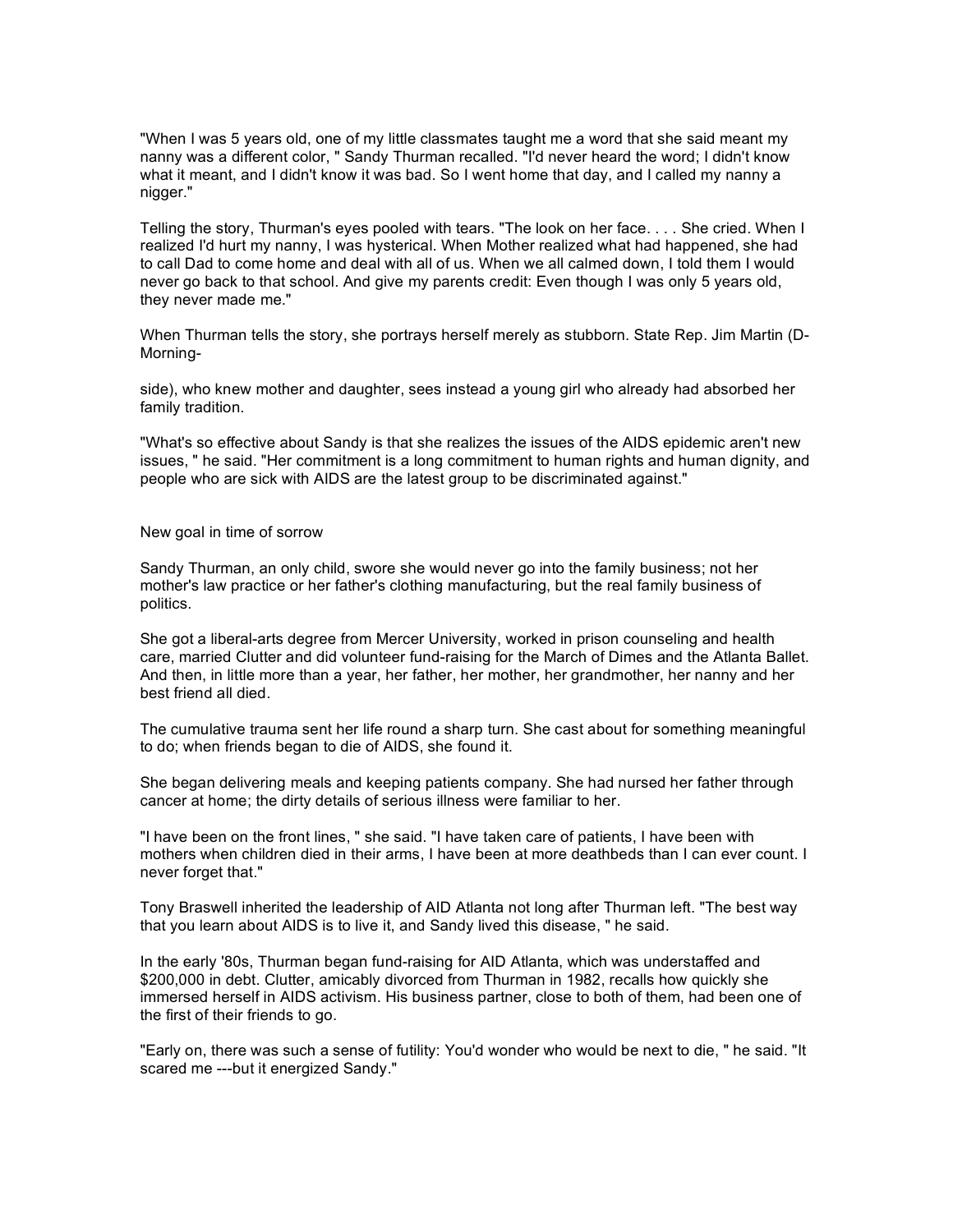"When I was 5 years old, one of my little classmates taught me a word that she said meant my nanny was a different color, " Sandy Thurman recalled. "I'd never heard the word; I didn't know what it meant, and I didn't know it was bad. So I went home that day, and I called my nanny a nigger."

Telling the story, Thurman's eyes pooled with tears. "The look on her face. . . . She cried. When I realized I'd hurt my nanny, I was hysterical. When Mother realized what had happened, she had to call Dad to come home and deal with all of us. When we all calmed down, I told them I would never go back to that school. And give my parents credit: Even though I was only 5 years old, they never made me."

When Thurman tells the story, she portrays herself merely as stubborn. State Rep. Jim Martin (D-Morning-

side), who knew mother and daughter, sees instead a young girl who already had absorbed her family tradition.

"What's so effective about Sandy is that she realizes the issues of the AIDS epidemic aren't new issues, " he said. "Her commitment is a long commitment to human rights and human dignity, and people who are sick with AIDS are the latest group to be discriminated against."

## New goal in time of sorrow

Sandy Thurman, an only child, swore she would never go into the family business; not her mother's law practice or her father's clothing manufacturing, but the real family business of politics.

She got a liberal-arts degree from Mercer University, worked in prison counseling and health care, married Clutter and did volunteer fund-raising for the March of Dimes and the Atlanta Ballet. And then, in little more than a year, her father, her mother, her grandmother, her nanny and her best friend all died.

The cumulative trauma sent her life round a sharp turn. She cast about for something meaningful to do; when friends began to die of AIDS, she found it.

She began delivering meals and keeping patients company. She had nursed her father through cancer at home; the dirty details of serious illness were familiar to her.

"I have been on the front lines, " she said. "I have taken care of patients, I have been with mothers when children died in their arms, I have been at more deathbeds than I can ever count. I never forget that."

Tony Braswell inherited the leadership of AID Atlanta not long after Thurman left. "The best way that you learn about AIDS is to live it, and Sandy lived this disease, " he said.

In the early '80s, Thurman began fund-raising for AID Atlanta, which was understaffed and $200,000 in debt. Clutter, amicably divorced from Thurman in 1982, recalls how quickly she immersed herself in AIDS activism. His business partner, close to both of them, had been one of the first of their friends to go.

"Early on, there was such a sense of futility: You'd wonder who would be next to die, " he said. "It scared me ---but it energized Sandy."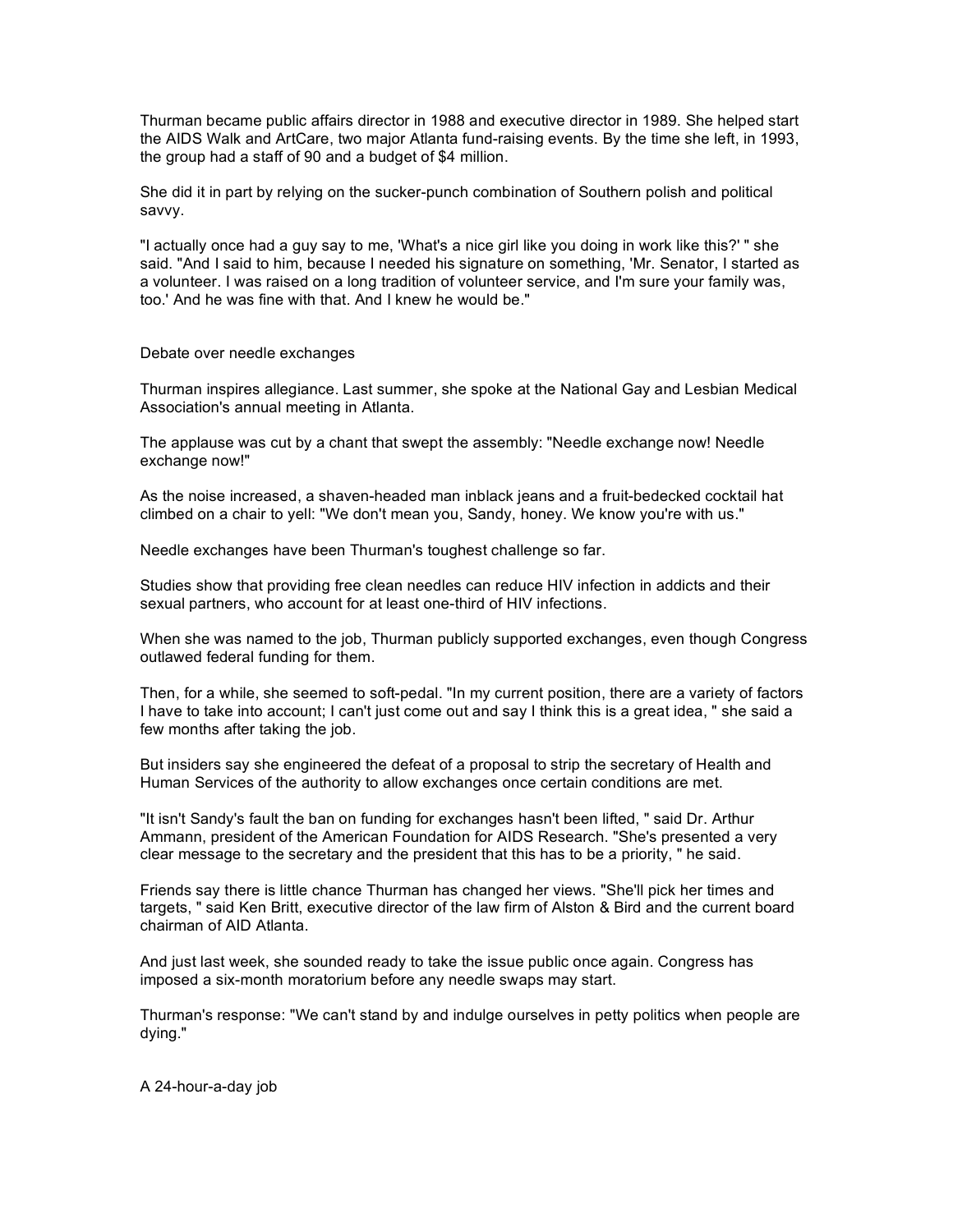Thurman became public affairs director in 1988 and executive director in 1989. She helped start the AIDS Walk and ArtCare, two major Atlanta fund-raising events. By the time she left, in 1993, the group had a staff of 90 and a budget of $4 million.

She did it in part by relying on the sucker-punch combination of Southern polish and political savvy.

"I actually once had a guy say to me, 'What's a nice girl like you doing in work like this?' " she said. "And I said to him, because I needed his signature on something, 'Mr. Senator, I started as a volunteer. I was raised on a long tradition of volunteer service, and I'm sure your family was, too.' And he was fine with that. And I knew he would be."

## Debate over needle exchanges

Thurman inspires allegiance. Last summer, she spoke at the National Gay and Lesbian Medical Association's annual meeting in Atlanta.

The applause was cut by a chant that swept the assembly: "Needle exchange now! Needle exchange now!"

As the noise increased, a shaven-headed man inblack jeans and a fruit-bedecked cocktail hat climbed on a chair to yell: "We don't mean you, Sandy, honey. We know you're with us."

Needle exchanges have been Thurman's toughest challenge so far.

Studies show that providing free clean needles can reduce HIV infection in addicts and their sexual partners, who account for at least one-third of HIV infections.

When she was named to the job, Thurman publicly supported exchanges, even though Congress outlawed federal funding for them.

Then, for a while, she seemed to soft-pedal. "In my current position, there are a variety of factors I have to take into account; I can't just come out and say I think this is a great idea, " she said a few months after taking the job.

But insiders say she engineered the defeat of a proposal to strip the secretary of Health and Human Services of the authority to allow exchanges once certain conditions are met.

"It isn't Sandy's fault the ban on funding for exchanges hasn't been lifted, " said Dr. Arthur Ammann, president of the American Foundation for AIDS Research. "She's presented a very clear message to the secretary and the president that this has to be a priority, " he said.

Friends say there is little chance Thurman has changed her views. "She'll pick her times and targets, " said Ken Britt, executive director of the law firm of Alston & Bird and the current board chairman of AID Atlanta.

And just last week, she sounded ready to take the issue public once again. Congress has imposed a six-month moratorium before any needle swaps may start.

Thurman's response: "We can't stand by and indulge ourselves in petty politics when people are dying."

## A 24-hour-a-day job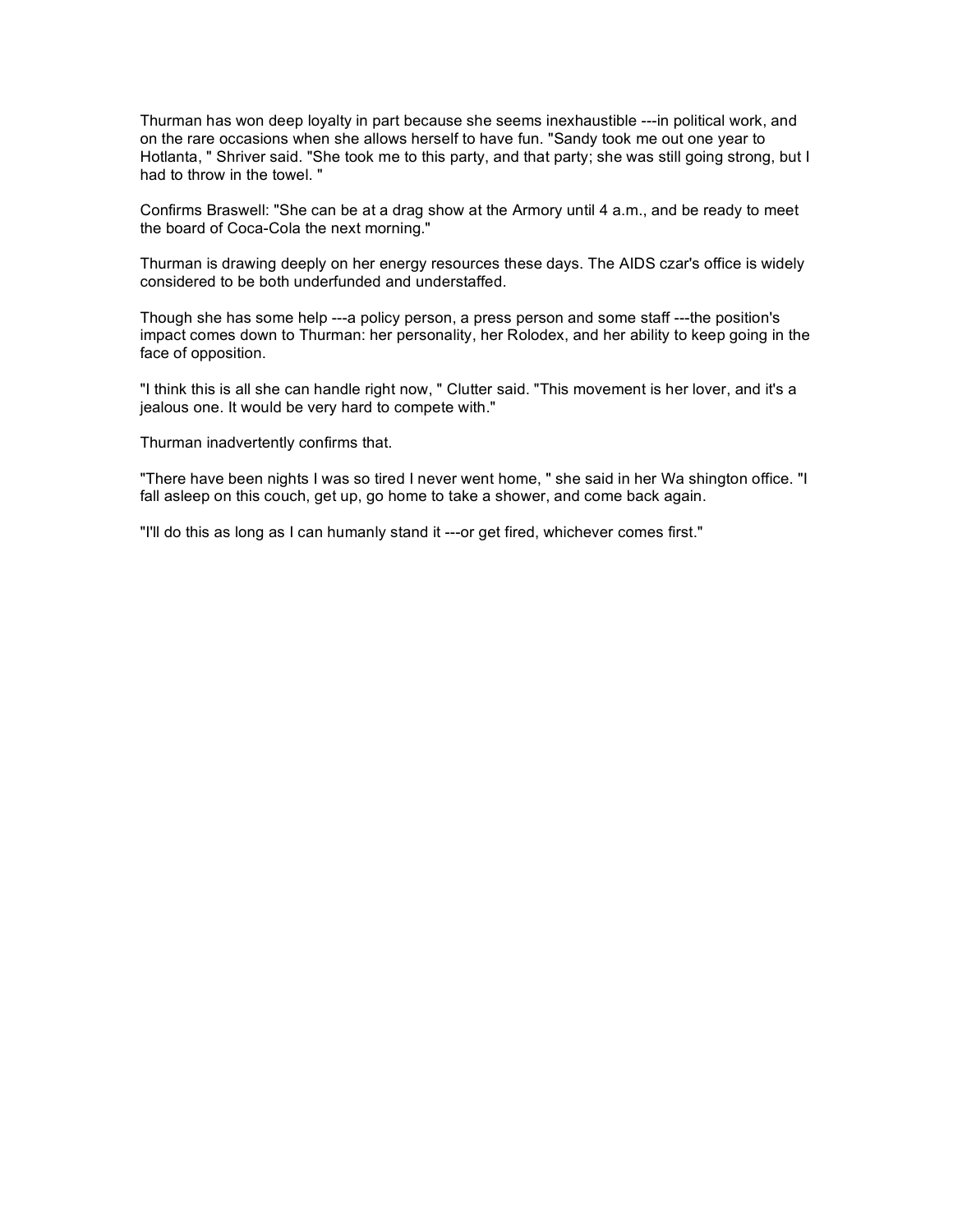Thurman has won deep loyalty in part because she seems inexhaustible ---in political work, and on the rare occasions when she allows herself to have fun. "Sandy took me out one year to Hotlanta, " Shriver said. "She took me to this party, and that party; she was still going strong, but I had to throw in the towel. "

Confirms Braswell: "She can be at a drag show at the Armory until 4 a.m., and be ready to meet the board of Coca-Cola the next morning."

Thurman is drawing deeply on her energy resources these days. The AIDS czar's office is widely considered to be both underfunded and understaffed.

Though she has some help ---a policy person, a press person and some staff ---the position's impact comes down to Thurman: her personality, her Rolodex, and her ability to keep going in the face of opposition.

"I think this is all she can handle right now, " Clutter said. "This movement is her lover, and it's a jealous one. It would be very hard to compete with."

Thurman inadvertently confirms that.

"There have been nights I was so tired I never went home, " she said in her Wa shington office. "I fall asleep on this couch, get up, go home to take a shower, and come back again.

"I'll do this as long as I can humanly stand it ---or get fired, whichever comes first."